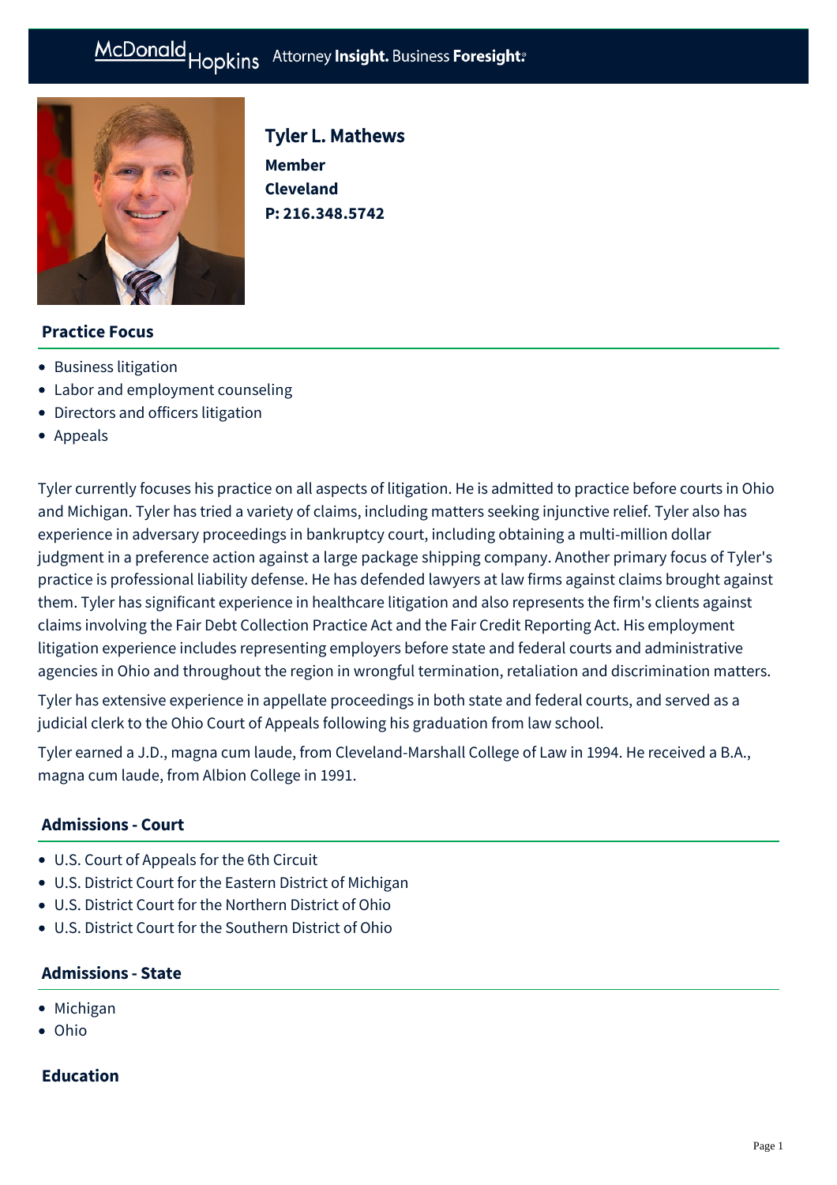# Tyler L. Mathews

**Member**
**Cleveland**
**P: 216.348.5742**

## Practice Focus

- Business litigation
- Labor and employment counseling
- Directors and officers litigation
- Appeals

Tyler currently focuses his practice on all aspects of litigation. He is admitted to practice before courts in Ohio and Michigan. Tyler has tried a variety of claims, including matters seeking injunctive relief. Tyler also has experience in adversary proceedings in bankruptcy court, including obtaining a multi-million dollar judgment in a preference action against a large package shipping company. Another primary focus of Tyler's practice is professional liability defense. He has defended lawyers at law firms against claims brought against them. Tyler has significant experience in healthcare litigation and also represents the firm's clients against claims involving the Fair Debt Collection Practice Act and the Fair Credit Reporting Act. His employment litigation experience includes representing employers before state and federal courts and administrative agencies in Ohio and throughout the region in wrongful termination, retaliation and discrimination matters.

Tyler has extensive experience in appellate proceedings in both state and federal courts, and served as a judicial clerk to the Ohio Court of Appeals following his graduation from law school.

Tyler earned a J.D., magna cum laude, from Cleveland-Marshall College of Law in 1994. He received a B.A., magna cum laude, from Albion College in 1991.

## Admissions - Court

- U.S. Court of Appeals for the 6th Circuit
- U.S. District Court for the Eastern District of Michigan
- U.S. District Court for the Northern District of Ohio
- U.S. District Court for the Southern District of Ohio

## Admissions - State

- Michigan
- Ohio

## Education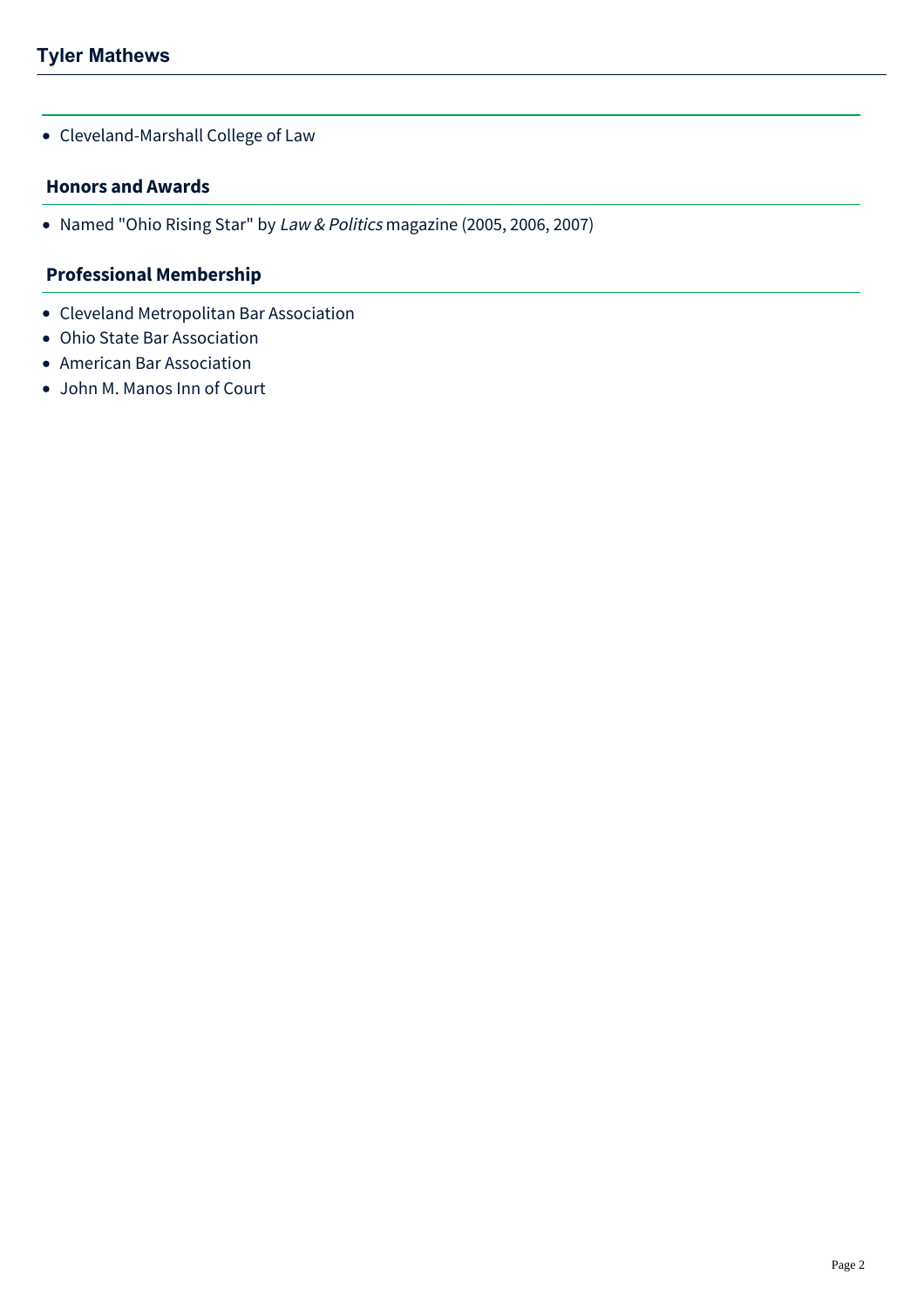- Cleveland-Marshall College of Law

## Honors and Awards

- Named "Ohio Rising Star" by *Law & Politics* magazine (2005, 2006, 2007)

## Professional Membership

- Cleveland Metropolitan Bar Association
- Ohio State Bar Association
- American Bar Association
- John M. Manos Inn of Court